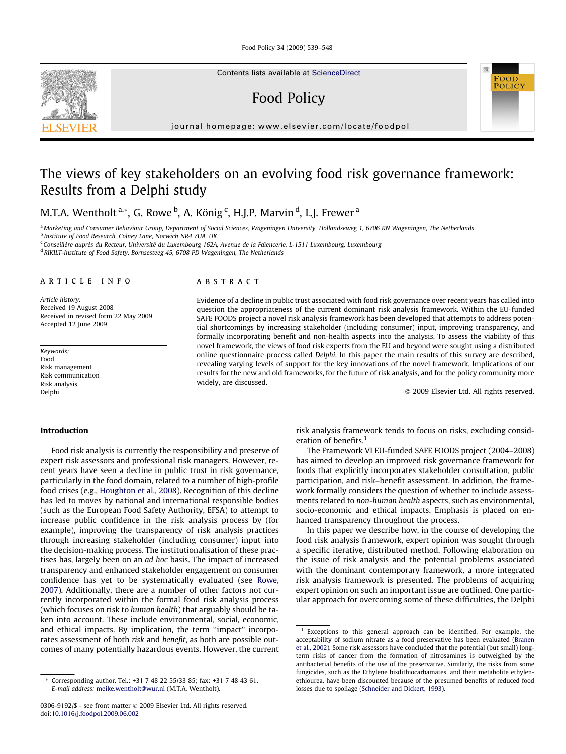# The views of key stakeholders on an evolving food risk governance framework: Results from a Delphi study

M.T.A. Wentholt [a,*], G. Rowe [b], A. König [c], H.J.P. Marvin [d], L.J. Frewer [a]

[a] Marketing and Consumer Behaviour Group, Department of Social Sciences, Wageningen University, Hollandseweg 1, 6706 KN Wageningen, The Netherlands
[b] Institute of Food Research, Colney Lane, Norwich NR4 7UA, UK
[c] Conseillère auprès du Recteur, Université du Luxembourg 162A, Avenue de la Faïencerie, L-1511 Luxembourg, Luxembourg
[d] RIKILT-Institute of Food Safety, Bornsesteeg 45, 6708 PD Wageningen, The Netherlands

## ARTICLE INFO

*Article history:*
Received 19 August 2008
Received in revised form 22 May 2009
Accepted 12 June 2009

*Keywords:*
Food
Risk management
Risk communication
Risk analysis
Delphi

## ABSTRACT

Evidence of a decline in public trust associated with food risk governance over recent years has called into question the appropriateness of the current dominant risk analysis framework. Within the EU-funded SAFE FOODS project a novel risk analysis framework has been developed that attempts to address potential shortcomings by increasing stakeholder (including consumer) input, improving transparency, and formally incorporating benefit and non-health aspects into the analysis. To assess the viability of this novel framework, the views of food risk experts from the EU and beyond were sought using a distributed online questionnaire process called *Delphi*. In this paper the main results of this survey are described, revealing varying levels of support for the key innovations of the novel framework. Implications of our results for the new and old frameworks, for the future of risk analysis, and for the policy community more widely, are discussed.

© 2009 Elsevier Ltd. All rights reserved.

## Introduction

Food risk analysis is currently the responsibility and preserve of expert risk assessors and professional risk managers. However, recent years have seen a decline in public trust in risk governance, particularly in the food domain, related to a number of high-profile food crises (e.g., Houghton et al., 2008). Recognition of this decline has led to moves by national and international responsible bodies (such as the European Food Safety Authority, EFSA) to attempt to increase public confidence in the risk analysis process by (for example), improving the transparency of risk analysis practices through increasing stakeholder (including consumer) input into the decision-making process. The institutionalisation of these practises has, largely been on an *ad hoc* basis. The impact of increased transparency and enhanced stakeholder engagement on consumer confidence has yet to be systematically evaluated (see Rowe, 2007). Additionally, there are a number of other factors not currently incorporated within the formal food risk analysis process (which focuses on risk to *human health*) that arguably should be taken into account. These include environmental, social, economic, and ethical impacts. By implication, the term "impact" incorporates assessment of both *risk* and *benefit*, as both are possible outcomes of many potentially hazardous events. However, the current risk analysis framework tends to focus on risks, excluding consideration of benefits.[1]

The Framework VI EU-funded SAFE FOODS project (2004–2008) has aimed to develop an improved risk governance framework for foods that explicitly incorporates stakeholder consultation, public participation, and risk–benefit assessment. In addition, the framework formally considers the question of whether to include assessments related to *non-human health* aspects, such as environmental, socio-economic and ethical impacts. Emphasis is placed on enhanced transparency throughout the process.

In this paper we describe how, in the course of developing the food risk analysis framework, expert opinion was sought through a specific iterative, distributed method. Following elaboration on the issue of risk analysis and the potential problems associated with the dominant contemporary framework, a more integrated risk analysis framework is presented. The problems of acquiring expert opinion on such an important issue are outlined. One particular approach for overcoming some of these difficulties, the Delphi

---

[1] Exceptions to this general approach can be identified. For example, the acceptability of sodium nitrate as a food preservative has been evaluated (Branen et al., 2002). Some risk assessors have concluded that the potential (but small) long-term risks of cancer from the formation of nitrosamines is outweighed by the antibacterial benefits of the use of the preservative. Similarly, the risks from some fungicides, such as the Ethylene bisdithiocarbamates, and their metabolite ethylenethiourea, have been discounted because of the presumed benefits of reduced food losses due to spoilage (Schneider and Dickert, 1993).

* Corresponding author. Tel.: +31 7 48 22 55/33 85; fax: +31 7 48 43 61.
*E-mail address:* meike.wentholt@wur.nl (M.T.A. Wentholt).

0306-9192/$ - see front matter © 2009 Elsevier Ltd. All rights reserved.
doi:10.1016/j.foodpol.2009.06.002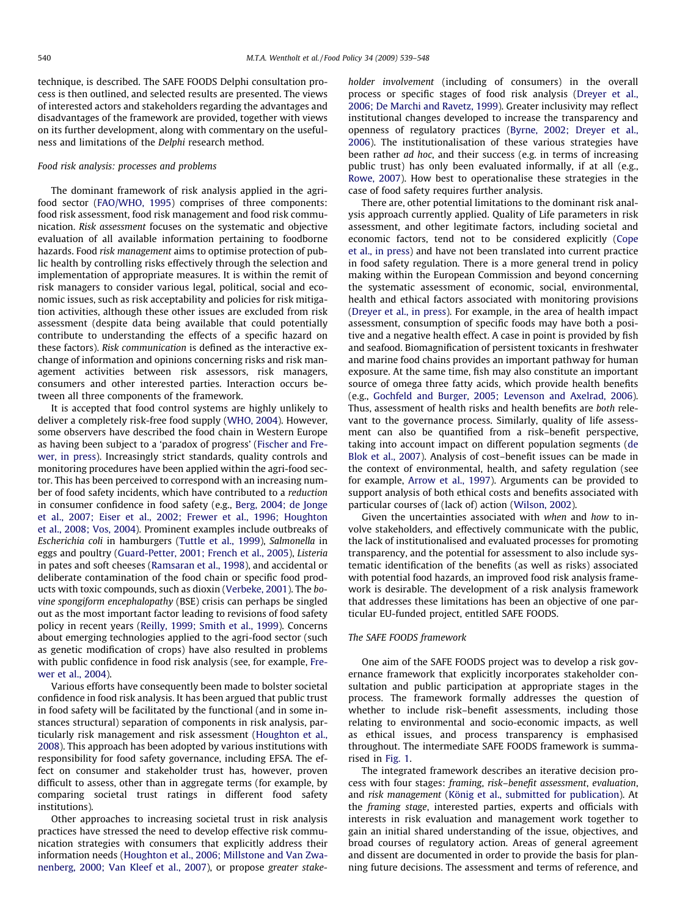technique, is described. The SAFE FOODS Delphi consultation process is then outlined, and selected results are presented. The views of interested actors and stakeholders regarding the advantages and disadvantages of the framework are provided, together with views on its further development, along with commentary on the usefulness and limitations of the *Delphi* research method.

### Food risk analysis: processes and problems

The dominant framework of risk analysis applied in the agrifood sector (FAO/WHO, 1995) comprises of three components: food risk assessment, food risk management and food risk communication. *Risk assessment* focuses on the systematic and objective evaluation of all available information pertaining to foodborne hazards. Food *risk management* aims to optimise protection of public health by controlling risks effectively through the selection and implementation of appropriate measures. It is within the remit of risk managers to consider various legal, political, social and economic issues, such as risk acceptability and policies for risk mitigation activities, although these other issues are excluded from risk assessment (despite data being available that could potentially contribute to understanding the effects of a specific hazard on these factors). *Risk communication* is defined as the interactive exchange of information and opinions concerning risks and risk management activities between risk assessors, risk managers, consumers and other interested parties. Interaction occurs between all three components of the framework.

It is accepted that food control systems are highly unlikely to deliver a completely risk-free food supply (WHO, 2004). However, some observers have described the food chain in Western Europe as having been subject to a 'paradox of progress' (Fischer and Frewer, in press). Increasingly strict standards, quality controls and monitoring procedures have been applied within the agri-food sector. This has been perceived to correspond with an increasing number of food safety incidents, which have contributed to a *reduction* in consumer confidence in food safety (e.g., Berg, 2004; de Jonge et al., 2007; Eiser et al., 2002; Frewer et al., 1996; Houghton et al., 2008; Vos, 2004). Prominent examples include outbreaks of *Escherichia coli* in hamburgers (Tuttle et al., 1999), *Salmonella* in eggs and poultry (Guard-Petter, 2001; French et al., 2005), *Listeria* in pates and soft cheeses (Ramsaran et al., 1998), and accidental or deliberate contamination of the food chain or specific food products with toxic compounds, such as dioxin (Verbeke, 2001). The *bovine spongiform encephalopathy* (BSE) crisis can perhaps be singled out as the most important factor leading to revisions of food safety policy in recent years (Reilly, 1999; Smith et al., 1999). Concerns about emerging technologies applied to the agri-food sector (such as genetic modification of crops) have also resulted in problems with public confidence in food risk analysis (see, for example, Frewer et al., 2004).

Various efforts have consequently been made to bolster societal confidence in food risk analysis. It has been argued that public trust in food safety will be facilitated by the functional (and in some instances structural) separation of components in risk analysis, particularly risk management and risk assessment (Houghton et al., 2008). This approach has been adopted by various institutions with responsibility for food safety governance, including EFSA. The effect on consumer and stakeholder trust has, however, proven difficult to assess, other than in aggregate terms (for example, by comparing societal trust ratings in different food safety institutions).

Other approaches to increasing societal trust in risk analysis practices have stressed the need to develop effective risk communication strategies with consumers that explicitly address their information needs (Houghton et al., 2006; Millstone and Van Zwanenberg, 2000; Van Kleef et al., 2007), or propose *greater stakeholder involvement* (including of consumers) in the overall process or specific stages of food risk analysis (Dreyer et al., 2006; De Marchi and Ravetz, 1999). Greater inclusivity may reflect institutional changes developed to increase the transparency and openness of regulatory practices (Byrne, 2002; Dreyer et al., 2006). The institutionalisation of these various strategies have been rather *ad hoc*, and their success (e.g. in terms of increasing public trust) has only been evaluated informally, if at all (e.g., Rowe, 2007). How best to operationalise these strategies in the case of food safety requires further analysis.

There are, other potential limitations to the dominant risk analysis approach currently applied. Quality of Life parameters in risk assessment, and other legitimate factors, including societal and economic factors, tend not to be considered explicitly (Cope et al., in press) and have not been translated into current practice in food safety regulation. There is a more general trend in policy making within the European Commission and beyond concerning the systematic assessment of economic, social, environmental, health and ethical factors associated with monitoring provisions (Dreyer et al., in press). For example, in the area of health impact assessment, consumption of specific foods may have both a positive and a negative health effect. A case in point is provided by fish and seafood. Biomagnification of persistent toxicants in freshwater and marine food chains provides an important pathway for human exposure. At the same time, fish may also constitute an important source of omega three fatty acids, which provide health benefits (e.g., Gochfeld and Burger, 2005; Levenson and Axelrad, 2006). Thus, assessment of health risks and health benefits are *both* relevant to the governance process. Similarly, quality of life assessment can also be quantified from a risk–benefit perspective, taking into account impact on different population segments (de Blok et al., 2007). Analysis of cost–benefit issues can be made in the context of environmental, health, and safety regulation (see for example, Arrow et al., 1997). Arguments can be provided to support analysis of both ethical costs and benefits associated with particular courses of (lack of) action (Wilson, 2002).

Given the uncertainties associated with *when* and *how* to involve stakeholders, and effectively communicate with the public, the lack of institutionalised and evaluated processes for promoting transparency, and the potential for assessment to also include systematic identification of the benefits (as well as risks) associated with potential food hazards, an improved food risk analysis framework is desirable. The development of a risk analysis framework that addresses these limitations has been an objective of one particular EU-funded project, entitled SAFE FOODS.

### The SAFE FOODS framework

One aim of the SAFE FOODS project was to develop a risk governance framework that explicitly incorporates stakeholder consultation and public participation at appropriate stages in the process. The framework formally addresses the question of whether to include risk–benefit assessments, including those relating to environmental and socio-economic impacts, as well as ethical issues, and process transparency is emphasised throughout. The intermediate SAFE FOODS framework is summarised in Fig. 1.

The integrated framework describes an iterative decision process with four stages: *framing*, *risk–benefit assessment*, *evaluation*, and *risk management* (König et al., submitted for publication). At the *framing stage*, interested parties, experts and officials with interests in risk evaluation and management work together to gain an initial shared understanding of the issue, objectives, and broad courses of regulatory action. Areas of general agreement and dissent are documented in order to provide the basis for planning future decisions. The assessment and terms of reference, and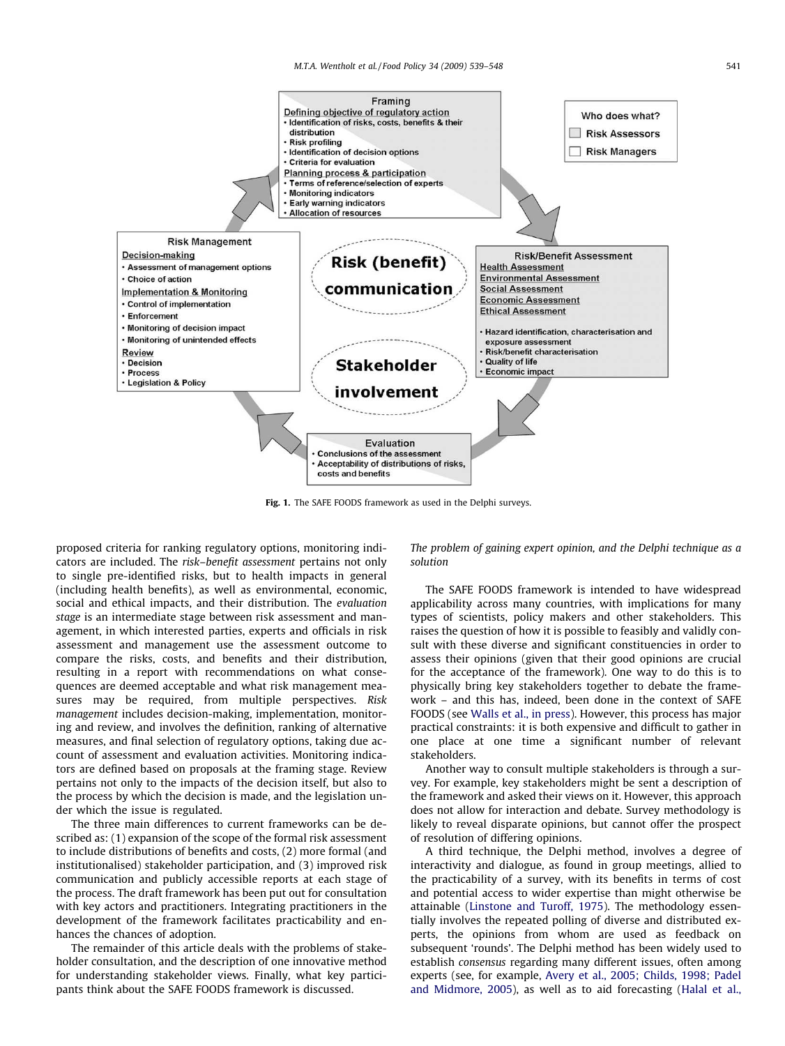Framing

Defining objective of regulatory action
- Identification of risks, costs, benefits & their distribution
- Risk profiling
- Identification of decision options
- Criteria for evaluation

Planning process & participation
- Terms of reference/selection of experts
- Monitoring indicators
- Early warning indicators
- Allocation of resources

Who does what?
- Risk Assessors
- Risk Managers

Risk/Benefit Assessment

Health Assessment
Environmental Assessment
Social Assessment
Economic Assessment
Ethical Assessment

- Hazard identification, characterisation and exposure assessment
- Risk/benefit characterisation
- Quality of life
- Economic impact

Evaluation
- Conclusions of the assessment
- Acceptability of distributions of risks, costs and benefits

Risk Management

Decision-making
- Assessment of management options
- Choice of action

Implementation & Monitoring
- Control of implementation
- Enforcement
- Monitoring of decision impact
- Monitoring of unintended effects

Review
- Decision
- Process
- Legislation & Policy

Risk (benefit) communication

Stakeholder involvement

**Fig. 1.** The SAFE FOODS framework as used in the Delphi surveys.

proposed criteria for ranking regulatory options, monitoring indicators are included. The *risk–benefit assessment* pertains not only to single pre-identified risks, but to health impacts in general (including health benefits), as well as environmental, economic, social and ethical impacts, and their distribution. The *evaluation stage* is an intermediate stage between risk assessment and management, in which interested parties, experts and officials in risk assessment and management use the assessment outcome to compare the risks, costs, and benefits and their distribution, resulting in a report with recommendations on what consequences are deemed acceptable and what risk management measures may be required, from multiple perspectives. *Risk management* includes decision-making, implementation, monitoring and review, and involves the definition, ranking of alternative measures, and final selection of regulatory options, taking due account of assessment and evaluation activities. Monitoring indicators are defined based on proposals at the framing stage. Review pertains not only to the impacts of the decision itself, but also to the process by which the decision is made, and the legislation under which the issue is regulated.

The three main differences to current frameworks can be described as: (1) expansion of the scope of the formal risk assessment to include distributions of benefits and costs, (2) more formal (and institutionalised) stakeholder participation, and (3) improved risk communication and publicly accessible reports at each stage of the process. The draft framework has been put out for consultation with key actors and practitioners. Integrating practitioners in the development of the framework facilitates practicability and enhances the chances of adoption.

The remainder of this article deals with the problems of stakeholder consultation, and the description of one innovative method for understanding stakeholder views. Finally, what key participants think about the SAFE FOODS framework is discussed.

### *The problem of gaining expert opinion, and the Delphi technique as a solution*

The SAFE FOODS framework is intended to have widespread applicability across many countries, with implications for many types of scientists, policy makers and other stakeholders. This raises the question of how it is possible to feasibly and validly consult with these diverse and significant constituencies in order to assess their opinions (given that their good opinions are crucial for the acceptance of the framework). One way to do this is to physically bring key stakeholders together to debate the framework – and this has, indeed, been done in the context of SAFE FOODS (see Walls et al., in press). However, this process has major practical constraints: it is both expensive and difficult to gather in one place at one time a significant number of relevant stakeholders.

Another way to consult multiple stakeholders is through a survey. For example, key stakeholders might be sent a description of the framework and asked their views on it. However, this approach does not allow for interaction and debate. Survey methodology is likely to reveal disparate opinions, but cannot offer the prospect of resolution of differing opinions.

A third technique, the Delphi method, involves a degree of interactivity and dialogue, as found in group meetings, allied to the practicability of a survey, with its benefits in terms of cost and potential access to wider expertise than might otherwise be attainable (Linstone and Turoff, 1975). The methodology essentially involves the repeated polling of diverse and distributed experts, the opinions from whom are used as feedback on subsequent 'rounds'. The Delphi method has been widely used to establish *consensus* regarding many different issues, often among experts (see, for example, Avery et al., 2005; Childs, 1998; Padel and Midmore, 2005), as well as to aid forecasting (Halal et al.,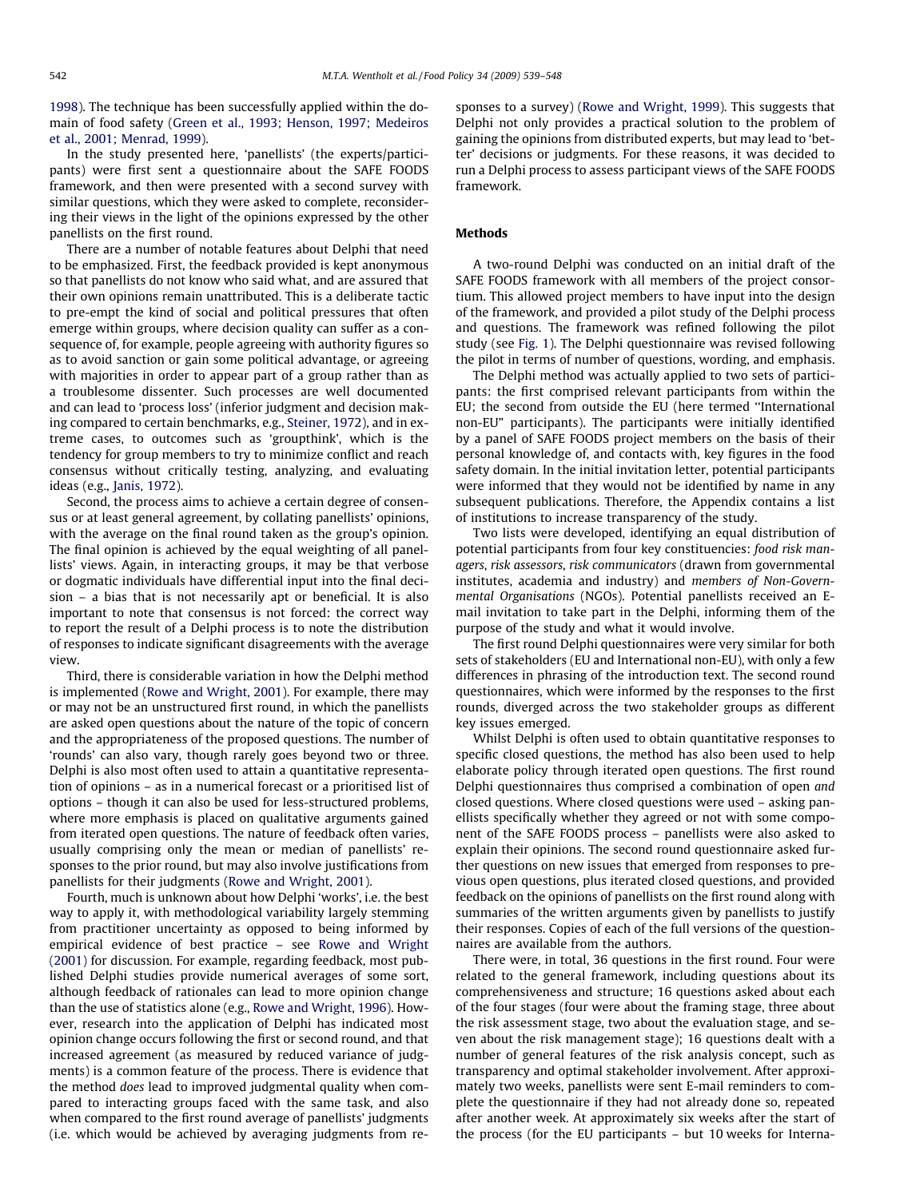1998). The technique has been successfully applied within the domain of food safety (Green et al., 1993; Henson, 1997; Medeiros et al., 2001; Menrad, 1999).

In the study presented here, 'panellists' (the experts/participants) were first sent a questionnaire about the SAFE FOODS framework, and then were presented with a second survey with similar questions, which they were asked to complete, reconsidering their views in the light of the opinions expressed by the other panellists on the first round.

There are a number of notable features about Delphi that need to be emphasized. First, the feedback provided is kept anonymous so that panellists do not know who said what, and are assured that their own opinions remain unattributed. This is a deliberate tactic to pre-empt the kind of social and political pressures that often emerge within groups, where decision quality can suffer as a consequence of, for example, people agreeing with authority figures so as to avoid sanction or gain some political advantage, or agreeing with majorities in order to appear part of a group rather than as a troublesome dissenter. Such processes are well documented and can lead to 'process loss' (inferior judgment and decision making compared to certain benchmarks, e.g., Steiner, 1972), and in extreme cases, to outcomes such as 'groupthink', which is the tendency for group members to try to minimize conflict and reach consensus without critically testing, analyzing, and evaluating ideas (e.g., Janis, 1972).

Second, the process aims to achieve a certain degree of consensus or at least general agreement, by collating panellists' opinions, with the average on the final round taken as the group's opinion. The final opinion is achieved by the equal weighting of all panellists' views. Again, in interacting groups, it may be that verbose or dogmatic individuals have differential input into the final decision – a bias that is not necessarily apt or beneficial. It is also important to note that consensus is not forced: the correct way to report the result of a Delphi process is to note the distribution of responses to indicate significant disagreements with the average view.

Third, there is considerable variation in how the Delphi method is implemented (Rowe and Wright, 2001). For example, there may or may not be an unstructured first round, in which the panellists are asked open questions about the nature of the topic of concern and the appropriateness of the proposed questions. The number of 'rounds' can also vary, though rarely goes beyond two or three. Delphi is also most often used to attain a quantitative representation of opinions – as in a numerical forecast or a prioritised list of options – though it can also be used for less-structured problems, where more emphasis is placed on qualitative arguments gained from iterated open questions. The nature of feedback often varies, usually comprising only the mean or median of panellists' responses to the prior round, but may also involve justifications from panellists for their judgments (Rowe and Wright, 2001).

Fourth, much is unknown about how Delphi 'works', i.e. the best way to apply it, with methodological variability largely stemming from practitioner uncertainty as opposed to being informed by empirical evidence of best practice – see Rowe and Wright (2001) for discussion. For example, regarding feedback, most published Delphi studies provide numerical averages of some sort, although feedback of rationales can lead to more opinion change than the use of statistics alone (e.g., Rowe and Wright, 1996). However, research into the application of Delphi has indicated most opinion change occurs following the first or second round, and that increased agreement (as measured by reduced variance of judgments) is a common feature of the process. There is evidence that the method *does* lead to improved judgmental quality when compared to interacting groups faced with the same task, and also when compared to the first round average of panellists' judgments (i.e. which would be achieved by averaging judgments from responses to a survey) (Rowe and Wright, 1999). This suggests that Delphi not only provides a practical solution to the problem of gaining the opinions from distributed experts, but may lead to 'better' decisions or judgments. For these reasons, it was decided to run a Delphi process to assess participant views of the SAFE FOODS framework.

## Methods

A two-round Delphi was conducted on an initial draft of the SAFE FOODS framework with all members of the project consortium. This allowed project members to have input into the design of the framework, and provided a pilot study of the Delphi process and questions. The framework was refined following the pilot study (see Fig. 1). The Delphi questionnaire was revised following the pilot in terms of number of questions, wording, and emphasis.

The Delphi method was actually applied to two sets of participants: the first comprised relevant participants from within the EU; the second from outside the EU (here termed "International non-EU" participants). The participants were initially identified by a panel of SAFE FOODS project members on the basis of their personal knowledge of, and contacts with, key figures in the food safety domain. In the initial invitation letter, potential participants were informed that they would not be identified by name in any subsequent publications. Therefore, the Appendix contains a list of institutions to increase transparency of the study.

Two lists were developed, identifying an equal distribution of potential participants from four key constituencies: *food risk managers, risk assessors, risk communicators* (drawn from governmental institutes, academia and industry) and *members of Non-Governmental Organisations* (NGOs). Potential panellists received an E-mail invitation to take part in the Delphi, informing them of the purpose of the study and what it would involve.

The first round Delphi questionnaires were very similar for both sets of stakeholders (EU and International non-EU), with only a few differences in phrasing of the introduction text. The second round questionnaires, which were informed by the responses to the first rounds, diverged across the two stakeholder groups as different key issues emerged.

Whilst Delphi is often used to obtain quantitative responses to specific closed questions, the method has also been used to help elaborate policy through iterated open questions. The first round Delphi questionnaires thus comprised a combination of open *and* closed questions. Where closed questions were used – asking panellists specifically whether they agreed or not with some component of the SAFE FOODS process – panellists were also asked to explain their opinions. The second round questionnaire asked further questions on new issues that emerged from responses to previous open questions, plus iterated closed questions, and provided feedback on the opinions of panellists on the first round along with summaries of the written arguments given by panellists to justify their responses. Copies of each of the full versions of the questionnaires are available from the authors.

There were, in total, 36 questions in the first round. Four were related to the general framework, including questions about its comprehensiveness and structure; 16 questions asked about each of the four stages (four were about the framing stage, three about the risk assessment stage, two about the evaluation stage, and seven about the risk management stage); 16 questions dealt with a number of general features of the risk analysis concept, such as transparency and optimal stakeholder involvement. After approximately two weeks, panellists were sent E-mail reminders to complete the questionnaire if they had not already done so, repeated after another week. At approximately six weeks after the start of the process (for the EU participants – but 10 weeks for Interna-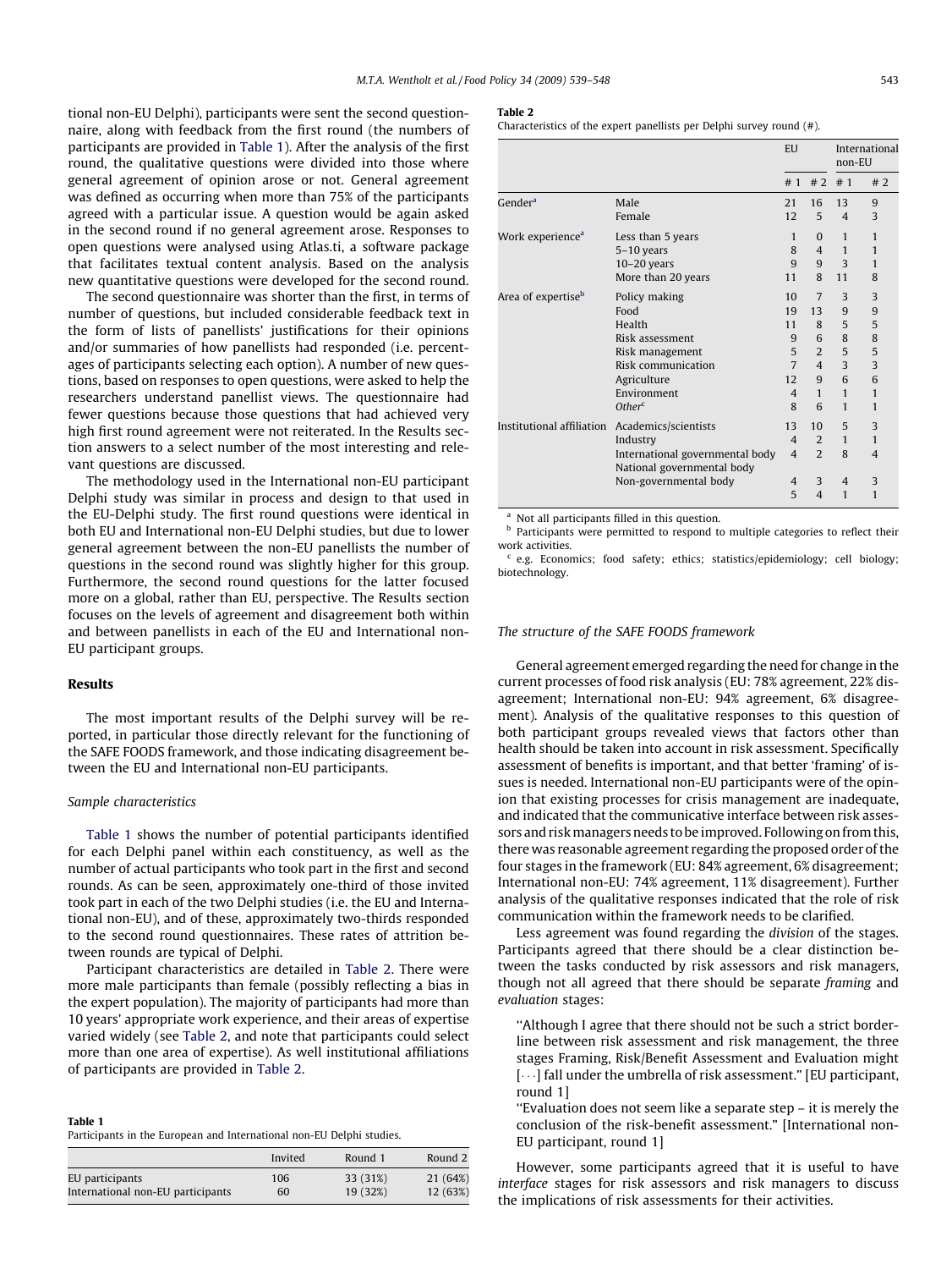tional non-EU Delphi), participants were sent the second questionnaire, along with feedback from the first round (the numbers of participants are provided in Table 1). After the analysis of the first round, the qualitative questions were divided into those where general agreement of opinion arose or not. General agreement was defined as occurring when more than 75% of the participants agreed with a particular issue. A question would be again asked in the second round if no general agreement arose. Responses to open questions were analysed using Atlas.ti, a software package that facilitates textual content analysis. Based on the analysis new quantitative questions were developed for the second round.

The second questionnaire was shorter than the first, in terms of number of questions, but included considerable feedback text in the form of lists of panellists' justifications for their opinions and/or summaries of how panellists had responded (i.e. percentages of participants selecting each option). A number of new questions, based on responses to open questions, were asked to help the researchers understand panellist views. The questionnaire had fewer questions because those questions that had achieved very high first round agreement were not reiterated. In the Results section answers to a select number of the most interesting and relevant questions are discussed.

The methodology used in the International non-EU participant Delphi study was similar in process and design to that used in the EU-Delphi study. The first round questions were identical in both EU and International non-EU Delphi studies, but due to lower general agreement between the non-EU panellists the number of questions in the second round was slightly higher for this group. Furthermore, the second round questions for the latter focused more on a global, rather than EU, perspective. The Results section focuses on the levels of agreement and disagreement both within and between panellists in each of the EU and International non-EU participant groups.

## Results

The most important results of the Delphi survey will be reported, in particular those directly relevant for the functioning of the SAFE FOODS framework, and those indicating disagreement between the EU and International non-EU participants.

### Sample characteristics

Table 1 shows the number of potential participants identified for each Delphi panel within each constituency, as well as the number of actual participants who took part in the first and second rounds. As can be seen, approximately one-third of those invited took part in each of the two Delphi studies (i.e. the EU and International non-EU), and of these, approximately two-thirds responded to the second round questionnaires. These rates of attrition between rounds are typical of Delphi.

Participant characteristics are detailed in Table 2. There were more male participants than female (possibly reflecting a bias in the expert population). The majority of participants had more than 10 years' appropriate work experience, and their areas of expertise varied widely (see Table 2, and note that participants could select more than one area of expertise). As well institutional affiliations of participants are provided in Table 2.

**Table 1**
Participants in the European and International non-EU Delphi studies.

| | Invited | Round 1 | Round 2 |
|---|---|---|---|
| EU participants | 106 | 33 (31%) | 21 (64%) |
| International non-EU participants | 60 | 19 (32%) | 12 (63%) |

**Table 2**
Characteristics of the expert panellists per Delphi survey round (#).

| | | EU | | International non-EU | |
|---|---|---|---|---|---|
| | | # 1 | # 2 | # 1 | # 2 |
| Gender[a] | Male | 21 | 16 | 13 | 9 |
| | Female | 12 | 5 | 4 | 3 |
| Work experience[a] | Less than 5 years | 1 | 0 | 1 | 1 |
| | 5–10 years | 8 | 4 | 1 | 1 |
| | 10–20 years | 9 | 9 | 3 | 1 |
| | More than 20 years | 11 | 8 | 11 | 8 |
| Area of expertise[b] | Policy making | 10 | 7 | 3 | 3 |
| | Food | 19 | 13 | 9 | 9 |
| | Health | 11 | 8 | 5 | 5 |
| | Risk assessment | 9 | 6 | 8 | 8 |
| | Risk management | 5 | 2 | 5 | 5 |
| | Risk communication | 7 | 4 | 3 | 3 |
| | Agriculture | 12 | 9 | 6 | 6 |
| | Environment | 4 | 1 | 1 | 1 |
| | *Other*[c] | 8 | 6 | 1 | 1 |
| Institutional affiliation | Academics/scientists | 13 | 10 | 5 | 3 |
| | Industry | 4 | 2 | 1 | 1 |
| | International governmental body | 4 | 2 | 8 | 4 |
| | National governmental body | 4 | 3 | 4 | 3 |
| | Non-governmental body | 5 | 4 | 1 | 1 |

[a] Not all participants filled in this question.
[b] Participants were permitted to respond to multiple categories to reflect their work activities.
[c] e.g. Economics; food safety; ethics; statistics/epidemiology; cell biology; biotechnology.

### The structure of the SAFE FOODS framework

General agreement emerged regarding the need for change in the current processes of food risk analysis (EU: 78% agreement, 22% disagreement; International non-EU: 94% agreement, 6% disagreement). Analysis of the qualitative responses to this question of both participant groups revealed views that factors other than health should be taken into account in risk assessment. Specifically assessment of benefits is important, and that better 'framing' of issues is needed. International non-EU participants were of the opinion that existing processes for crisis management are inadequate, and indicated that the communicative interface between risk assessors and risk managers needs to be improved. Following on from this, there was reasonable agreement regarding the proposed order of the four stages in the framework (EU: 84% agreement, 6% disagreement; International non-EU: 74% agreement, 11% disagreement). Further analysis of the qualitative responses indicated that the role of risk communication within the framework needs to be clarified.

Less agreement was found regarding the *division* of the stages. Participants agreed that there should be a clear distinction between the tasks conducted by risk assessors and risk managers, though not all agreed that there should be separate *framing* and *evaluation* stages:

> "Although I agree that there should not be such a strict borderline between risk assessment and risk management, the three stages Framing, Risk/Benefit Assessment and Evaluation might [···] fall under the umbrella of risk assessment." [EU participant, round 1]

> "Evaluation does not seem like a separate step – it is merely the conclusion of the risk-benefit assessment." [International non-EU participant, round 1]

However, some participants agreed that it is useful to have *interface* stages for risk assessors and risk managers to discuss the implications of risk assessments for their activities.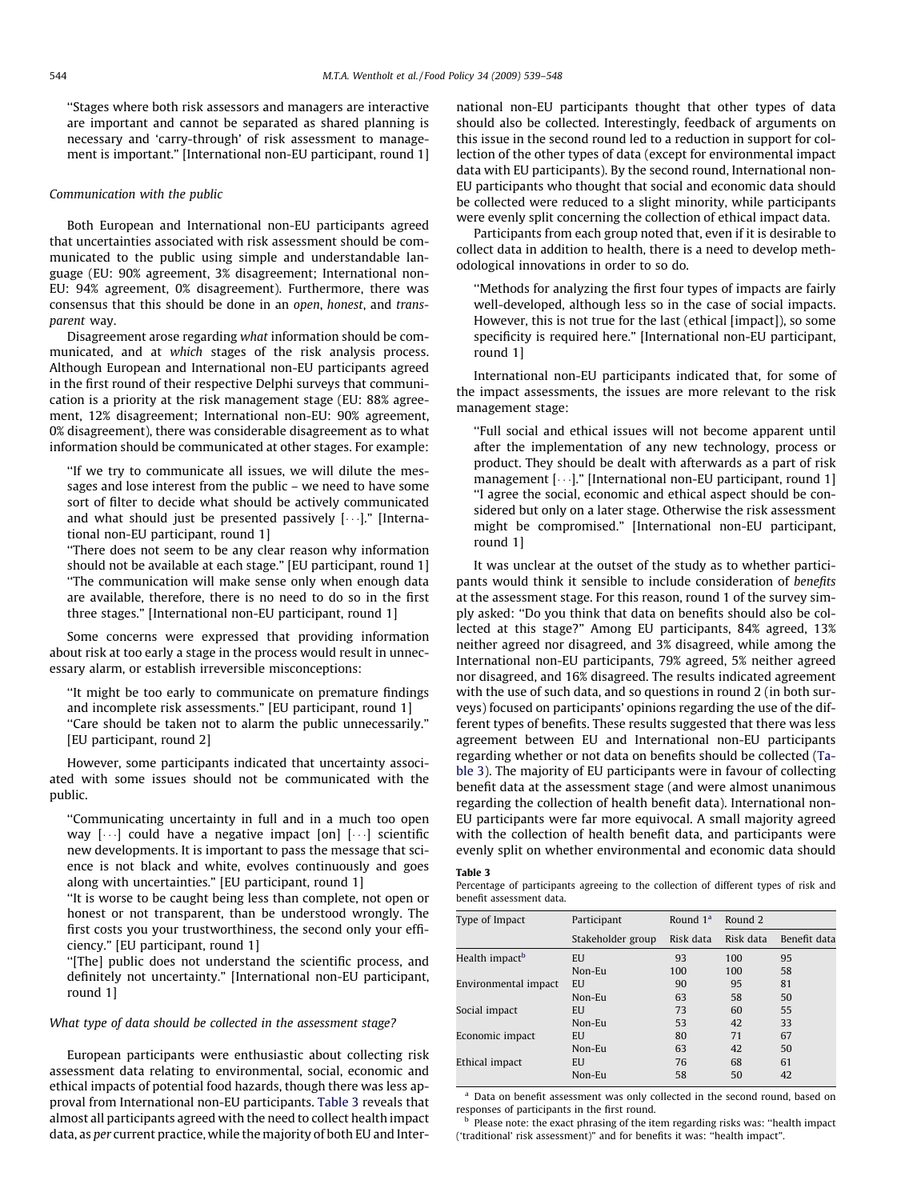"Stages where both risk assessors and managers are interactive are important and cannot be separated as shared planning is necessary and 'carry-through' of risk assessment to management is important." [International non-EU participant, round 1]

*Communication with the public*

Both European and International non-EU participants agreed that uncertainties associated with risk assessment should be communicated to the public using simple and understandable language (EU: 90% agreement, 3% disagreement; International non-EU: 94% agreement, 0% disagreement). Furthermore, there was consensus that this should be done in an *open*, *honest*, and *transparent* way.

Disagreement arose regarding *what* information should be communicated, and at *which* stages of the risk analysis process. Although European and International non-EU participants agreed in the first round of their respective Delphi surveys that communication is a priority at the risk management stage (EU: 88% agreement, 12% disagreement; International non-EU: 90% agreement, 0% disagreement), there was considerable disagreement as to what information should be communicated at other stages. For example:

"If we try to communicate all issues, we will dilute the messages and lose interest from the public – we need to have some sort of filter to decide what should be actively communicated and what should just be presented passively [...]." [International non-EU participant, round 1]

"There does not seem to be any clear reason why information should not be available at each stage." [EU participant, round 1]

"The communication will make sense only when enough data are available, therefore, there is no need to do so in the first three stages." [International non-EU participant, round 1]

Some concerns were expressed that providing information about risk at too early a stage in the process would result in unnecessary alarm, or establish irreversible misconceptions:

"It might be too early to communicate on premature findings and incomplete risk assessments." [EU participant, round 1]

"Care should be taken not to alarm the public unnecessarily." [EU participant, round 2]

However, some participants indicated that uncertainty associated with some issues should not be communicated with the public.

"Communicating uncertainty in full and in a much too open way [...] could have a negative impact [on] [...] scientific new developments. It is important to pass the message that science is not black and white, evolves continuously and goes along with uncertainties." [EU participant, round 1]

"It is worse to be caught being less than complete, not open or honest or not transparent, than be understood wrongly. The first costs you your trustworthiness, the second only your efficiency." [EU participant, round 1]

"[The] public does not understand the scientific process, and definitely not uncertainty." [International non-EU participant, round 1]

*What type of data should be collected in the assessment stage?*

European participants were enthusiastic about collecting risk assessment data relating to environmental, social, economic and ethical impacts of potential food hazards, though there was less approval from International non-EU participants. Table 3 reveals that almost all participants agreed with the need to collect health impact data, as *per* current practice, while the majority of both EU and International non-EU participants thought that other types of data should also be collected. Interestingly, feedback of arguments on this issue in the second round led to a reduction in support for collection of the other types of data (except for environmental impact data with EU participants). By the second round, International non-EU participants who thought that social and economic data should be collected were reduced to a slight minority, while participants were evenly split concerning the collection of ethical impact data.

Participants from each group noted that, even if it is desirable to collect data in addition to health, there is a need to develop methodological innovations in order to so do.

"Methods for analyzing the first four types of impacts are fairly well-developed, although less so in the case of social impacts. However, this is not true for the last (ethical [impact]), so some specificity is required here." [International non-EU participant, round 1]

International non-EU participants indicated that, for some of the impact assessments, the issues are more relevant to the risk management stage:

"Full social and ethical issues will not become apparent until after the implementation of any new technology, process or product. They should be dealt with afterwards as a part of risk management [...]." [International non-EU participant, round 1]

"I agree the social, economic and ethical aspect should be considered but only on a later stage. Otherwise the risk assessment might be compromised." [International non-EU participant, round 1]

It was unclear at the outset of the study as to whether participants would think it sensible to include consideration of *benefits* at the assessment stage. For this reason, round 1 of the survey simply asked: "Do you think that data on benefits should also be collected at this stage?" Among EU participants, 84% agreed, 13% neither agreed nor disagreed, and 3% disagreed, while among the International non-EU participants, 79% agreed, 5% neither agreed nor disagreed, and 16% disagreed. The results indicated agreement with the use of such data, and so questions in round 2 (in both surveys) focused on participants' opinions regarding the use of the different types of benefits. These results suggested that there was less agreement between EU and International non-EU participants regarding whether or not data on benefits should be collected (Table 3). The majority of EU participants were in favour of collecting benefit data at the assessment stage (and were almost unanimous regarding the collection of health benefit data). International non-EU participants were far more equivocal. A small majority agreed with the collection of health benefit data, and participants were evenly split on whether environmental and economic data should

**Table 3**
Percentage of participants agreeing to the collection of different types of risk and benefit assessment data.

| Type of Impact | Participant | Round 1[a] | Round 2 | |
|---|---|---|---|---|
| | Stakeholder group | Risk data | Risk data | Benefit data |
| Health impact[b] | EU | 93 | 100 | 95 |
| | Non-Eu | 100 | 100 | 58 |
| Environmental impact | EU | 90 | 95 | 81 |
| | Non-Eu | 63 | 58 | 50 |
| Social impact | EU | 73 | 60 | 55 |
| | Non-Eu | 53 | 42 | 33 |
| Economic impact | EU | 80 | 71 | 67 |
| | Non-Eu | 63 | 42 | 50 |
| Ethical impact | EU | 76 | 68 | 61 |
| | Non-Eu | 58 | 50 | 42 |

[a] Data on benefit assessment was only collected in the second round, based on responses of participants in the first round.
[b] Please note: the exact phrasing of the item regarding risks was: "health impact ('traditional' risk assessment)" and for benefits it was: "health impact".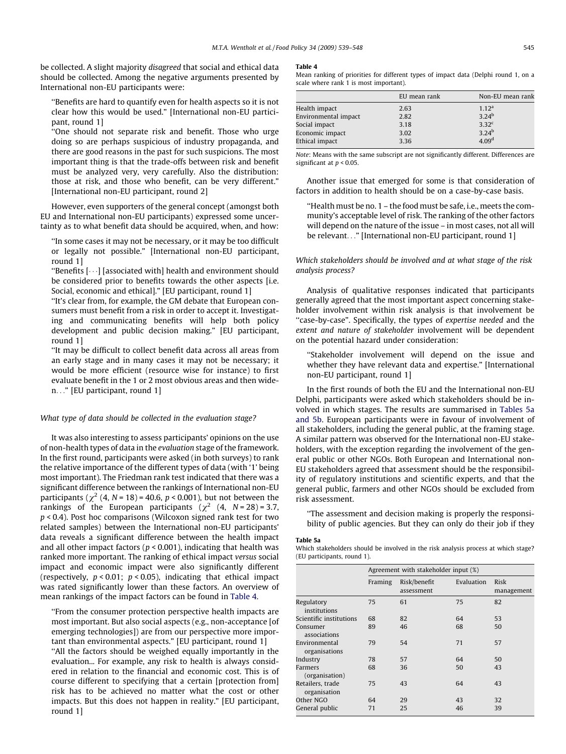be collected. A slight majority *disagreed* that social and ethical data should be collected. Among the negative arguments presented by International non-EU participants were:

"Benefits are hard to quantify even for health aspects so it is not clear how this would be used." [International non-EU participant, round 1]

"One should not separate risk and benefit. Those who urge doing so are perhaps suspicious of industry propaganda, and there are good reasons in the past for such suspicions. The most important thing is that the trade-offs between risk and benefit must be analyzed very, very carefully. Also the distribution: those at risk, and those who benefit, can be very different." [International non-EU participant, round 2]

However, even supporters of the general concept (amongst both EU and International non-EU participants) expressed some uncertainty as to what benefit data should be acquired, when, and how:

"In some cases it may not be necessary, or it may be too difficult or legally not possible." [International non-EU participant, round 1]

"Benefits [...] [associated with] health and environment should be considered prior to benefits towards the other aspects [i.e. Social, economic and ethical]." [EU participant, round 1]

"It's clear from, for example, the GM debate that European consumers must benefit from a risk in order to accept it. Investigating and communicating benefits will help both policy development and public decision making." [EU participant, round 1]

"It may be difficult to collect benefit data across all areas from an early stage and in many cases it may not be necessary; it would be more efficient (resource wise for instance) to first evaluate benefit in the 1 or 2 most obvious areas and then widen..." [EU participant, round 1]

### *What type of data should be collected in the evaluation stage?*

It was also interesting to assess participants' opinions on the use of non-health types of data in the *evaluation* stage of the framework. In the first round, participants were asked (in both surveys) to rank the relative importance of the different types of data (with '1' being most important). The Friedman rank test indicated that there was a significant difference between the rankings of International non-EU participants ($\chi^2$ (4, $N = 18$) = 40.6, $p < 0.001$), but not between the rankings of the European participants ($\chi^2$ (4, $N = 28$) = 3.7, $p < 0.4$). Post hoc comparisons (Wilcoxon signed rank test for two related samples) between the International non-EU participants' data reveals a significant difference between the health impact and all other impact factors ($p < 0.001$), indicating that health was ranked more important. The ranking of ethical impact *versus* social impact and economic impact were also significantly different (respectively, $p < 0.01$; $p < 0.05$), indicating that ethical impact was rated significantly lower than these factors. An overview of mean rankings of the impact factors can be found in Table 4.

"From the consumer protection perspective health impacts are most important. But also social aspects (e.g., non-acceptance [of emerging technologies]) are from our perspective more important than environmental aspects." [EU participant, round 1]

"All the factors should be weighed equally importantly in the evaluation... For example, any risk to health is always considered in relation to the financial and economic cost. This is of course different to specifying that a certain [protection from] risk has to be achieved no matter what the cost or other impacts. But this does not happen in reality." [EU participant, round 1]

**Table 4**
Mean ranking of priorities for different types of impact data (Delphi round 1, on a scale where rank 1 is most important).

| | EU mean rank | Non-EU mean rank |
|---|---|---|
| Health impact | 2.63 | 1.12[a] |
| Environmental impact | 2.82 | 3.24[b] |
| Social impact | 3.18 | 3.32[c] |
| Economic impact | 3.02 | 3.24[b] |
| Ethical impact | 3.36 | 4.09[d] |

*Note*: Means with the same subscript are not significantly different. Differences are significant at $p < 0.05$.

Another issue that emerged for some is that consideration of factors in addition to health should be on a case-by-case basis.

"Health must be no. 1 – the food must be safe, i.e., meets the community's acceptable level of risk. The ranking of the other factors will depend on the nature of the issue – in most cases, not all will be relevant..." [International non-EU participant, round 1]

### *Which stakeholders should be involved and at what stage of the risk analysis process?*

Analysis of qualitative responses indicated that participants generally agreed that the most important aspect concerning stakeholder involvement within risk analysis is that involvement be "case-by-case". Specifically, the types of *expertise needed* and the *extent and nature of stakeholder* involvement will be dependent on the potential hazard under consideration:

"Stakeholder involvement will depend on the issue and whether they have relevant data and expertise." [International non-EU participant, round 1]

In the first rounds of both the EU and the International non-EU Delphi, participants were asked which stakeholders should be involved in which stages. The results are summarised in Tables 5a and 5b. European participants were in favour of involvement of all stakeholders, including the general public, at the framing stage. A similar pattern was observed for the International non-EU stakeholders, with the exception regarding the involvement of the general public or other NGOs. Both European and International non-EU stakeholders agreed that assessment should be the responsibility of regulatory institutions and scientific experts, and that the general public, farmers and other NGOs should be excluded from risk assessment.

"The assessment and decision making is properly the responsibility of public agencies. But they can only do their job if they

**Table 5a**
Which stakeholders should be involved in the risk analysis process at which stage? (EU participants, round 1).

| | Agreement with stakeholder input (%) | | | |
|---|---|---|---|---|
| | Framing | Risk/benefit assessment | Evaluation | Risk management |
| Regulatory institutions | 75 | 61 | 75 | 82 |
| Scientific institutions | 68 | 82 | 64 | 53 |
| Consumer associations | 89 | 46 | 68 | 50 |
| Environmental organisations | 79 | 54 | 71 | 57 |
| Industry | 78 | 57 | 64 | 50 |
| Farmers (organisation) | 68 | 36 | 50 | 43 |
| Retailers, trade organisation | 75 | 43 | 64 | 43 |
| Other NGO | 64 | 29 | 43 | 32 |
| General public | 71 | 25 | 46 | 39 |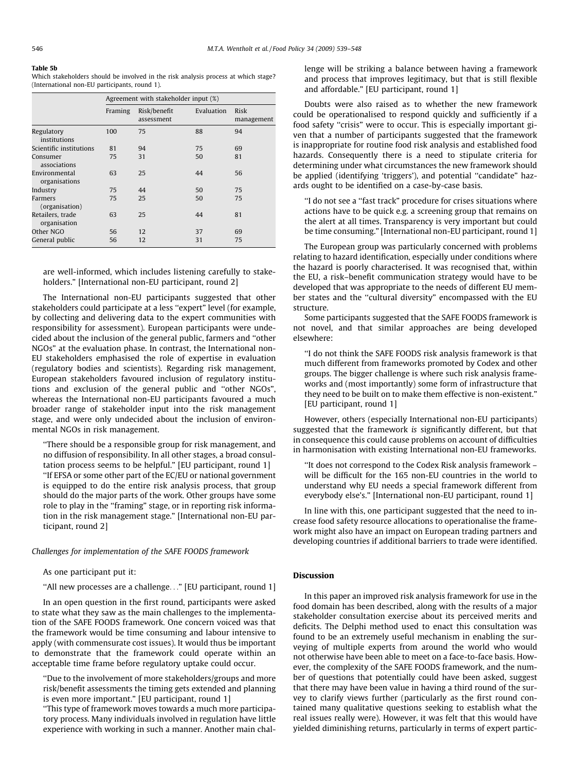**Table 5b**
Which stakeholders should be involved in the risk analysis process at which stage? (International non-EU participants, round 1).

| | Agreement with stakeholder input (%) | | | |
|---|---|---|---|---|
| | Framing | Risk/benefit assessment | Evaluation | Risk management |
| Regulatory institutions | 100 | 75 | 88 | 94 |
| Scientific institutions | 81 | 94 | 75 | 69 |
| Consumer associations | 75 | 31 | 50 | 81 |
| Environmental organisations | 63 | 25 | 44 | 56 |
| Industry | 75 | 44 | 50 | 75 |
| Farmers (organisation) | 75 | 25 | 50 | 75 |
| Retailers, trade organisation | 63 | 25 | 44 | 81 |
| Other NGO | 56 | 12 | 37 | 69 |
| General public | 56 | 12 | 31 | 75 |

are well-informed, which includes listening carefully to stakeholders." [International non-EU participant, round 2]

The International non-EU participants suggested that other stakeholders could participate at a less ''expert'' level (for example, by collecting and delivering data to the expert communities with responsibility for assessment). European participants were undecided about the inclusion of the general public, farmers and ''other NGOs'' at the evaluation phase. In contrast, the International non-EU stakeholders emphasised the role of expertise in evaluation (regulatory bodies and scientists). Regarding risk management, European stakeholders favoured inclusion of regulatory institutions and exclusion of the general public and ''other NGOs'', whereas the International non-EU participants favoured a much broader range of stakeholder input into the risk management stage, and were only undecided about the inclusion of environmental NGOs in risk management.

> ''There should be a responsible group for risk management, and no diffusion of responsibility. In all other stages, a broad consultation process seems to be helpful." [EU participant, round 1]
>
> ''If EFSA or some other part of the EC/EU or national government is equipped to do the entire risk analysis process, that group should do the major parts of the work. Other groups have some role to play in the ''framing'' stage, or in reporting risk information in the risk management stage." [International non-EU participant, round 2]

*Challenges for implementation of the SAFE FOODS framework*

As one participant put it:

> ''All new processes are a challenge..." [EU participant, round 1]

In an open question in the first round, participants were asked to state what they saw as the main challenges to the implementation of the SAFE FOODS framework. One concern voiced was that the framework would be time consuming and labour intensive to apply (with commensurate cost issues). It would thus be important to demonstrate that the framework could operate within an acceptable time frame before regulatory uptake could occur.

> ''Due to the involvement of more stakeholders/groups and more risk/benefit assessments the timing gets extended and planning is even more important." [EU participant, round 1]
>
> ''This type of framework moves towards a much more participatory process. Many individuals involved in regulation have little experience with working in such a manner. Another main challenge will be striking a balance between having a framework and process that improves legitimacy, but that is still flexible and affordable." [EU participant, round 1]

Doubts were also raised as to whether the new framework could be operationalised to respond quickly and sufficiently if a food safety ''crisis'' were to occur. This is especially important given that a number of participants suggested that the framework is inappropriate for routine food risk analysis and established food hazards. Consequently there is a need to stipulate criteria for determining under what circumstances the new framework should be applied (identifying 'triggers'), and potential ''candidate'' hazards ought to be identified on a case-by-case basis.

> ''I do not see a ''fast track'' procedure for crises situations where actions have to be quick e.g. a screening group that remains on the alert at all times. Transparency is very important but could be time consuming." [International non-EU participant, round 1]

The European group was particularly concerned with problems relating to hazard identification, especially under conditions where the hazard is poorly characterised. It was recognised that, within the EU, a risk–benefit communication strategy would have to be developed that was appropriate to the needs of different EU member states and the ''cultural diversity'' encompassed with the EU structure.

Some participants suggested that the SAFE FOODS framework is not novel, and that similar approaches are being developed elsewhere:

> ''I do not think the SAFE FOODS risk analysis framework is that much different from frameworks promoted by Codex and other groups. The bigger challenge is where such risk analysis frameworks and (most importantly) some form of infrastructure that they need to be built on to make them effective is non-existent." [EU participant, round 1]

However, others (especially International non-EU participants) suggested that the framework *is* significantly different, but that in consequence this could cause problems on account of difficulties in harmonisation with existing International non-EU frameworks.

> ''It does not correspond to the Codex Risk analysis framework – will be difficult for the 165 non-EU countries in the world to understand why EU needs a special framework different from everybody else's." [International non-EU participant, round 1]

In line with this, one participant suggested that the need to increase food safety resource allocations to operationalise the framework might also have an impact on European trading partners and developing countries if additional barriers to trade were identified.

## Discussion

In this paper an improved risk analysis framework for use in the food domain has been described, along with the results of a major stakeholder consultation exercise about its perceived merits and deficits. The Delphi method used to enact this consultation was found to be an extremely useful mechanism in enabling the surveying of multiple experts from around the world who would not otherwise have been able to meet on a face-to-face basis. However, the complexity of the SAFE FOODS framework, and the number of questions that potentially could have been asked, suggest that there may have been value in having a third round of the survey to clarify views further (particularly as the first round contained many qualitative questions seeking to establish what the real issues really were). However, it was felt that this would have yielded diminishing returns, particularly in terms of expert partic-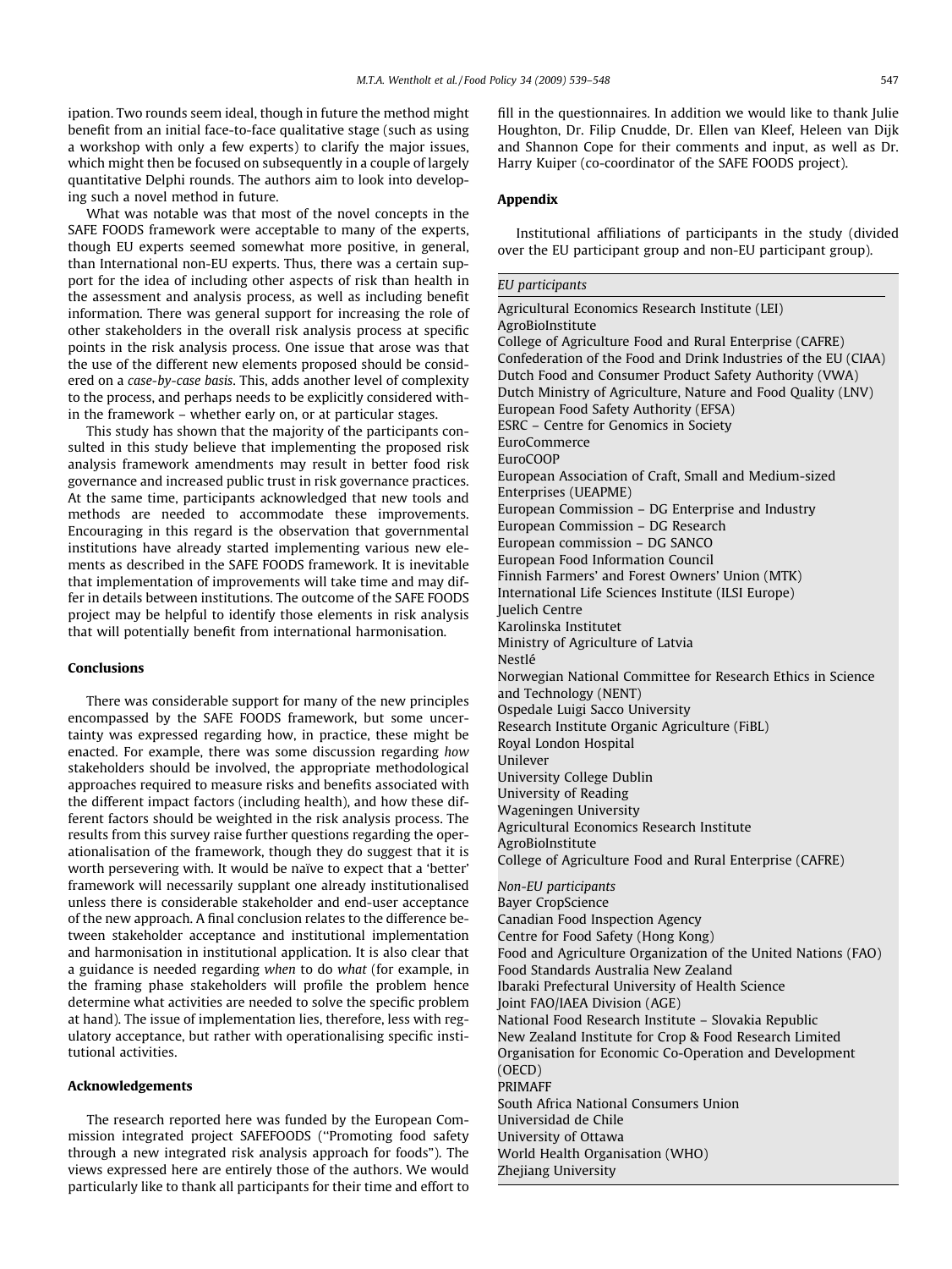ipation. Two rounds seem ideal, though in future the method might benefit from an initial face-to-face qualitative stage (such as using a workshop with only a few experts) to clarify the major issues, which might then be focused on subsequently in a couple of largely quantitative Delphi rounds. The authors aim to look into developing such a novel method in future.

What was notable was that most of the novel concepts in the SAFE FOODS framework were acceptable to many of the experts, though EU experts seemed somewhat more positive, in general, than International non-EU experts. Thus, there was a certain support for the idea of including other aspects of risk than health in the assessment and analysis process, as well as including benefit information. There was general support for increasing the role of other stakeholders in the overall risk analysis process at specific points in the risk analysis process. One issue that arose was that the use of the different new elements proposed should be considered on a *case-by-case basis*. This, adds another level of complexity to the process, and perhaps needs to be explicitly considered within the framework – whether early on, or at particular stages.

This study has shown that the majority of the participants consulted in this study believe that implementing the proposed risk analysis framework amendments may result in better food risk governance and increased public trust in risk governance practices. At the same time, participants acknowledged that new tools and methods are needed to accommodate these improvements. Encouraging in this regard is the observation that governmental institutions have already started implementing various new elements as described in the SAFE FOODS framework. It is inevitable that implementation of improvements will take time and may differ in details between institutions. The outcome of the SAFE FOODS project may be helpful to identify those elements in risk analysis that will potentially benefit from international harmonisation.

## Conclusions

There was considerable support for many of the new principles encompassed by the SAFE FOODS framework, but some uncertainty was expressed regarding how, in practice, these might be enacted. For example, there was some discussion regarding *how* stakeholders should be involved, the appropriate methodological approaches required to measure risks and benefits associated with the different impact factors (including health), and how these different factors should be weighted in the risk analysis process. The results from this survey raise further questions regarding the operationalisation of the framework, though they do suggest that it is worth persevering with. It would be naïve to expect that a 'better' framework will necessarily supplant one already institutionalised unless there is considerable stakeholder and end-user acceptance of the new approach. A final conclusion relates to the difference between stakeholder acceptance and institutional implementation and harmonisation in institutional application. It is also clear that a guidance is needed regarding *when* to do *what* (for example, in the framing phase stakeholders will profile the problem hence determine what activities are needed to solve the specific problem at hand). The issue of implementation lies, therefore, less with regulatory acceptance, but rather with operationalising specific institutional activities.

## Acknowledgements

The research reported here was funded by the European Commission integrated project SAFEFOODS ("Promoting food safety through a new integrated risk analysis approach for foods"). The views expressed here are entirely those of the authors. We would particularly like to thank all participants for their time and effort to fill in the questionnaires. In addition we would like to thank Julie Houghton, Dr. Filip Cnudde, Dr. Ellen van Kleef, Heleen van Dijk and Shannon Cope for their comments and input, as well as Dr. Harry Kuiper (co-coordinator of the SAFE FOODS project).

## Appendix

Institutional affiliations of participants in the study (divided over the EU participant group and non-EU participant group).

| *EU participants* |
|---|
| Agricultural Economics Research Institute (LEI) |
| AgroBioInstitute |
| College of Agriculture Food and Rural Enterprise (CAFRE) |
| Confederation of the Food and Drink Industries of the EU (CIAA) |
| Dutch Food and Consumer Product Safety Authority (VWA) |
| Dutch Ministry of Agriculture, Nature and Food Quality (LNV) |
| European Food Safety Authority (EFSA) |
| ESRC – Centre for Genomics in Society |
| EuroCommerce |
| EuroCOOP |
| European Association of Craft, Small and Medium-sized Enterprises (UEAPME) |
| European Commission – DG Enterprise and Industry |
| European Commission – DG Research |
| European commission – DG SANCO |
| European Food Information Council |
| Finnish Farmers' and Forest Owners' Union (MTK) |
| International Life Sciences Institute (ILSI Europe) |
| Juelich Centre |
| Karolinska Institutet |
| Ministry of Agriculture of Latvia |
| Nestlé |
| Norwegian National Committee for Research Ethics in Science and Technology (NENT) |
| Ospedale Luigi Sacco University |
| Research Institute Organic Agriculture (FiBL) |
| Royal London Hospital |
| Unilever |
| University College Dublin |
| University of Reading |
| Wageningen University |
| Agricultural Economics Research Institute |
| AgroBioInstitute |
| College of Agriculture Food and Rural Enterprise (CAFRE) |
| *Non-EU participants* |
| Bayer CropScience |
| Canadian Food Inspection Agency |
| Centre for Food Safety (Hong Kong) |
| Food and Agriculture Organization of the United Nations (FAO) |
| Food Standards Australia New Zealand |
| Ibaraki Prefectural University of Health Science |
| Joint FAO/IAEA Division (AGE) |
| National Food Research Institute – Slovakia Republic |
| New Zealand Institute for Crop & Food Research Limited |
| Organisation for Economic Co-Operation and Development (OECD) |
| PRIMAFF |
| South Africa National Consumers Union |
| Universidad de Chile |
| University of Ottawa |
| World Health Organisation (WHO) |
| Zhejiang University |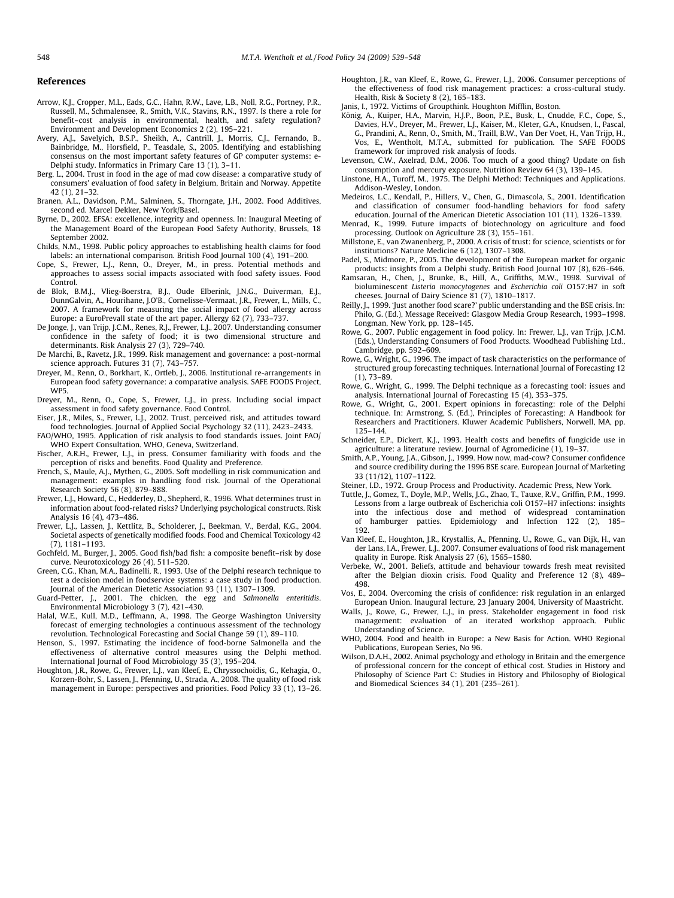## References

Arrow, K.J., Cropper, M.L., Eads, G.C., Hahn, R.W., Lave, L.B., Noll, R.G., Portney, P.R., Russell, M., Schmalensee, R., Smith, V.K., Stavins, R.N., 1997. Is there a role for benefit–cost analysis in environmental, health, and safety regulation? Environment and Development Economics 2 (2), 195–221.

Avery, A.J., Savelyich, B.S.P., Sheikh, A., Cantrill, J., Morris, C.J., Fernando, B., Bainbridge, M., Horsfield, P., Teasdale, S., 2005. Identifying and establishing consensus on the most important safety features of GP computer systems: e-Delphi study. Informatics in Primary Care 13 (1), 3–11.

Berg, L., 2004. Trust in food in the age of mad cow disease: a comparative study of consumers' evaluation of food safety in Belgium, Britain and Norway. Appetite 42 (1), 21–32.

Branen, A.L., Davidson, P.M., Salminen, S., Thorngate, J.H., 2002. Food Additives, second ed. Marcel Dekker, New York/Basel.

Byrne, D., 2002. EFSA: excellence, integrity and openness. In: Inaugural Meeting of the Management Board of the European Food Safety Authority, Brussels, 18 September 2002.

Childs, N.M., 1998. Public policy approaches to establishing health claims for food labels: an international comparison. British Food Journal 100 (4), 191–200.

Cope, S., Frewer, L.J., Renn, O., Dreyer, M., in press. Potential methods and approaches to assess social impacts associated with food safety issues. Food Control.

de Blok, B.M.J., Vlieg-Boerstra, B.J., Oude Elberink, J.N.G., Duiverman, E.J., DunnGalvin, A., Hourihane, J.O'B., Cornelisse-Vermaat, J.R., Frewer, L., Mills, C., 2007. A framework for measuring the social impact of food allergy across Europe: a EuroPrevall state of the art paper. Allergy 62 (7), 733–737.

De Jonge, J., van Trijp, J.C.M., Renes, R.J., Frewer, L.J., 2007. Understanding consumer confidence in the safety of food; it is two dimensional structure and determinants. Risk Analysis 27 (3), 729–740.

De Marchi, B., Ravetz, J.R., 1999. Risk management and governance: a post-normal science approach. Futures 31 (7), 743–757.

Dreyer, M., Renn, O., Borkhart, K., Ortleb, J., 2006. Institutional re-arrangements in European food safety governance: a comparative analysis. SAFE FOODS Project, WP5.

Dreyer, M., Renn, O., Cope, S., Frewer, L.J., in press. Including social impact assessment in food safety governance. Food Control.

Eiser, J.R., Miles, S., Frewer, L.J., 2002. Trust, perceived risk, and attitudes toward food technologies. Journal of Applied Social Psychology 32 (11), 2423–2433.

FAO/WHO, 1995. Application of risk analysis to food standards issues. Joint FAO/WHO Expert Consultation. WHO, Geneva, Switzerland.

Fischer, A.R.H., Frewer, L.J., in press. Consumer familiarity with foods and the perception of risks and benefits. Food Quality and Preference.

French, S., Maule, A.J., Mythen, G., 2005. Soft modelling in risk communication and management: examples in handling food risk. Journal of the Operational Research Society 56 (8), 879–888.

Frewer, L.J., Howard, C., Hedderley, D., Shepherd, R., 1996. What determines trust in information about food-related risks? Underlying psychological constructs. Risk Analysis 16 (4), 473–486.

Frewer, L.J., Lassen, J., Kettlitz, B., Scholderer, J., Beekman, V., Berdal, K.G., 2004. Societal aspects of genetically modified foods. Food and Chemical Toxicology 42 (7), 1181–1193.

Gochfeld, M., Burger, J., 2005. Good fish/bad fish: a composite benefit–risk by dose curve. Neurotoxicology 26 (4), 511–520.

Green, C.G., Khan, M.A., Badinelli, R., 1993. Use of the Delphi research technique to test a decision model in foodservice systems: a case study in food production. Journal of the American Dietetic Association 93 (11), 1307–1309.

Guard-Petter, J., 2001. The chicken, the egg and *Salmonella enteritidis*. Environmental Microbiology 3 (7), 421–430.

Halal, W.E., Kull, M.D., Leffmann, A., 1998. The George Washington University forecast of emerging technologies a continuous assessment of the technology revolution. Technological Forecasting and Social Change 59 (1), 89–110.

Henson, S., 1997. Estimating the incidence of food-borne Salmonella and the effectiveness of alternative control measures using the Delphi method. International Journal of Food Microbiology 35 (3), 195–204.

Houghton, J.R., Rowe, G., Frewer, L.J., van Kleef, E., Chryssochoidis, G., Kehagia, O., Korzen-Bohr, S., Lassen, J., Pfenning, U., Strada, A., 2008. The quality of food risk management in Europe: perspectives and priorities. Food Policy 33 (1), 13–26.

Houghton, J.R., van Kleef, E., Rowe, G., Frewer, L.J., 2006. Consumer perceptions of the effectiveness of food risk management practices: a cross-cultural study. Health, Risk & Society 8 (2), 165–183.

Janis, I., 1972. Victims of Groupthink. Houghton Mifflin, Boston.

König, A., Kuiper, H.A., Marvin, H.J.P., Boon, P.E., Busk, L., Cnudde, F.C., Cope, S., Davies, H.V., Dreyer, M., Frewer, L.J., Kaiser, M., Kleter, G.A., Knudsen, I., Pascal, G., Prandini, A., Renn, O., Smith, M., Traill, B.W., Van Der Voet, H., Van Trijp, H., Vos, E., Wentholt, M.T.A., submitted for publication. The SAFE FOODS framework for improved risk analysis of foods.

Levenson, C.W., Axelrad, D.M., 2006. Too much of a good thing? Update on fish consumption and mercury exposure. Nutrition Review 64 (3), 139–145.

Linstone, H.A., Turoff, M., 1975. The Delphi Method: Techniques and Applications. Addison-Wesley, London.

Medeiros, L.C., Kendall, P., Hillers, V., Chen, G., Dimascola, S., 2001. Identification and classification of consumer food-handling behaviors for food safety education. Journal of the American Dietetic Association 101 (11), 1326–1339.

Menrad, K., 1999. Future impacts of biotechnology on agriculture and food processing. Outlook on Agriculture 28 (3), 155–161.

Millstone, E., van Zwanenberg, P., 2000. A crisis of trust: for science, scientists or for institutions? Nature Medicine 6 (12), 1307–1308.

Padel, S., Midmore, P., 2005. The development of the European market for organic products: insights from a Delphi study. British Food Journal 107 (8), 626–646.

Ramsaran, H., Chen, J., Brunke, B., Hill, A., Griffiths, M.W., 1998. Survival of bioluminescent *Listeria monocytogenes* and *Escherichia coli* O157:H7 in soft cheeses. Journal of Dairy Science 81 (7), 1810–1817.

Reilly, J., 1999. 'Just another food scare?' public understanding and the BSE crisis. In: Philo, G. (Ed.), Message Received: Glasgow Media Group Research, 1993–1998. Longman, New York, pp. 128–145.

Rowe, G., 2007. Public engagement in food policy. In: Frewer, L.J., van Trijp, J.C.M. (Eds.), Understanding Consumers of Food Products. Woodhead Publishing Ltd., Cambridge, pp. 592–609.

Rowe, G., Wright, G., 1996. The impact of task characteristics on the performance of structured group forecasting techniques. International Journal of Forecasting 12 (1), 73–89.

Rowe, G., Wright, G., 1999. The Delphi technique as a forecasting tool: issues and analysis. International Journal of Forecasting 15 (4), 353–375.

Rowe, G., Wright, G., 2001. Expert opinions in forecasting: role of the Delphi technique. In: Armstrong, S. (Ed.), Principles of Forecasting: A Handbook for Researchers and Practitioners. Kluwer Academic Publishers, Norwell, MA, pp. 125–144.

Schneider, E.P., Dickert, K.J., 1993. Health costs and benefits of fungicide use in agriculture: a literature review. Journal of Agromedicine (1), 19–37.

Smith, A.P., Young, J.A., Gibson, J., 1999. How now, mad-cow? Consumer confidence and source credibility during the 1996 BSE scare. European Journal of Marketing 33 (11/12), 1107–1122.

Steiner, I.D., 1972. Group Process and Productivity. Academic Press, New York.

Tuttle, J., Gomez, T., Doyle, M.P., Wells, J.G., Zhao, T., Tauxe, R.V., Griffin, P.M., 1999. Lessons from a large outbreak of Escherichia coli O157–H7 infections: insights into the infectious dose and method of widespread contamination of hamburger patties. Epidemiology and Infection 122 (2), 185–192.

Van Kleef, E., Houghton, J.R., Krystallis, A., Pfenning, U., Rowe, G., van Dijk, H., van der Lans, I.A., Frewer, L.J., 2007. Consumer evaluations of food risk management quality in Europe. Risk Analysis 27 (6), 1565–1580.

Verbeke, W., 2001. Beliefs, attitude and behaviour towards fresh meat revisited after the Belgian dioxin crisis. Food Quality and Preference 12 (8), 489–498.

Vos, E., 2004. Overcoming the crisis of confidence: risk regulation in an enlarged European Union. Inaugural lecture, 23 January 2004, University of Maastricht.

Walls, J., Rowe, G., Frewer, L.J., in press. Stakeholder engagement in food risk management: evaluation of an iterated workshop approach. Public Understanding of Science.

WHO, 2004. Food and health in Europe: a New Basis for Action. WHO Regional Publications, European Series, No 96.

Wilson, D.A.H., 2002. Animal psychology and ethology in Britain and the emergence of professional concern for the concept of ethical cost. Studies in History and Philosophy of Science Part C: Studies in History and Philosophy of Biological and Biomedical Sciences 34 (1), 201 (235–261).